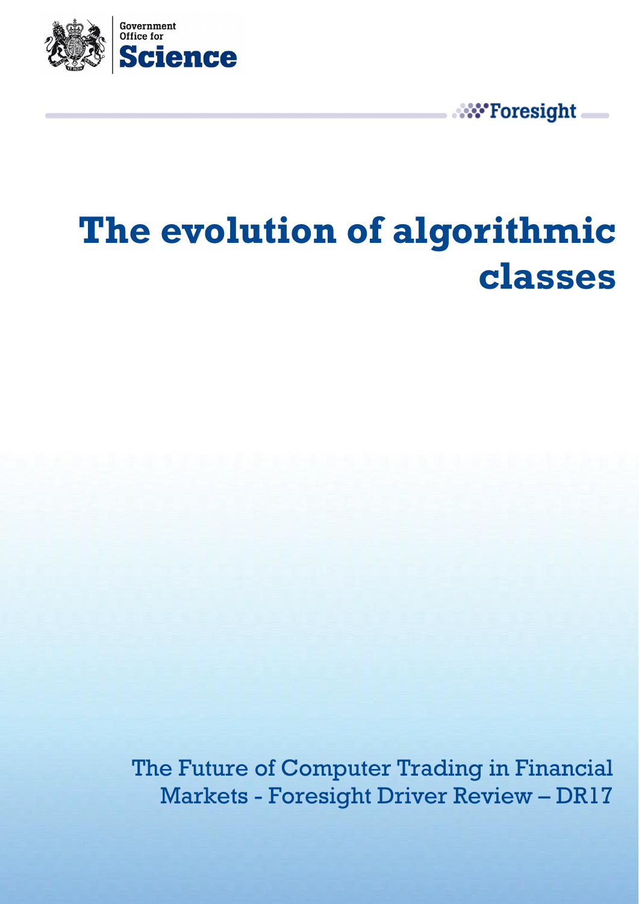Government Office for **Science**

Foresight

# The evolution of algorithmic classes

The Future of Computer Trading in Financial Markets - Foresight Driver Review – DR17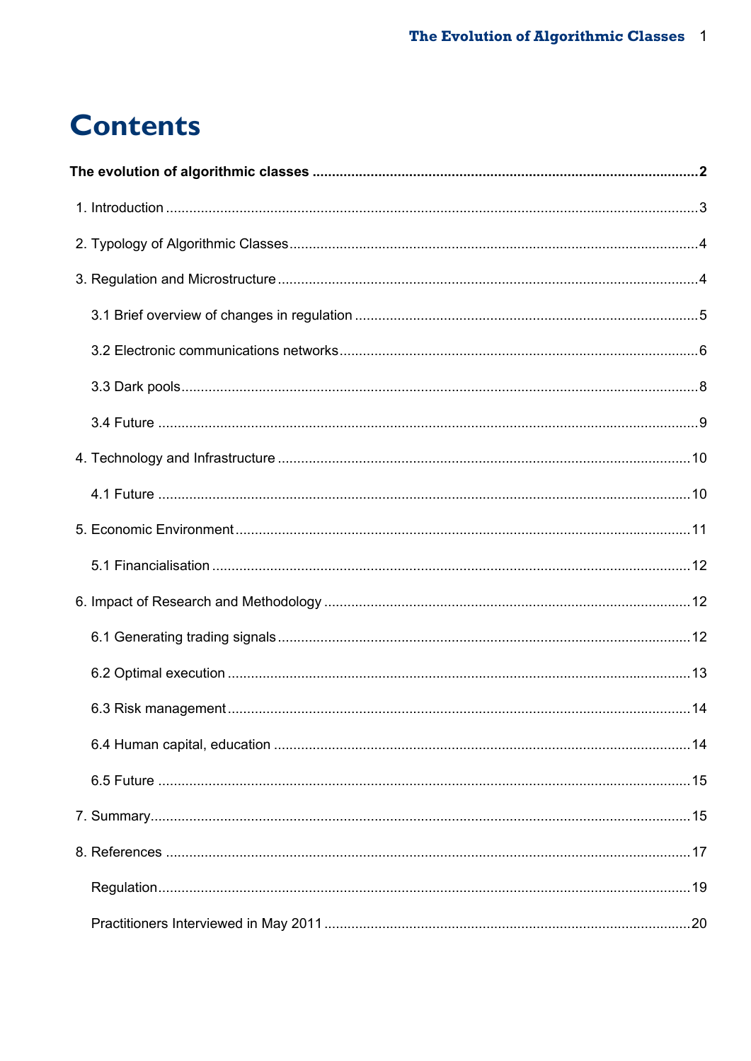# Contents

**The evolution of algorithmic classes** ..................................................................................................**2**

1. Introduction ........................................................................................................................................3

2. Typology of Algorithmic Classes.........................................................................................................4

3. Regulation and Microstructure ...........................................................................................................4

   3.1 Brief overview of changes in regulation ........................................................................................5

   3.2 Electronic communications networks............................................................................................6

   3.3 Dark pools....................................................................................................................................8

   3.4 Future ..........................................................................................................................................9

4. Technology and Infrastructure ..........................................................................................................10

   4.1 Future ........................................................................................................................................10

5. Economic Environment.....................................................................................................................11

   5.1 Financialisation ..........................................................................................................................12

6. Impact of Research and Methodology ..............................................................................................12

   6.1 Generating trading signals..........................................................................................................12

   6.2 Optimal execution ......................................................................................................................13

   6.3 Risk management.......................................................................................................................14

   6.4 Human capital, education ...........................................................................................................14

   6.5 Future ........................................................................................................................................15

7. Summary..........................................................................................................................................15

8. References ......................................................................................................................................17

   Regulation.........................................................................................................................................19

   Practitioners Interviewed in May 2011 ..............................................................................................20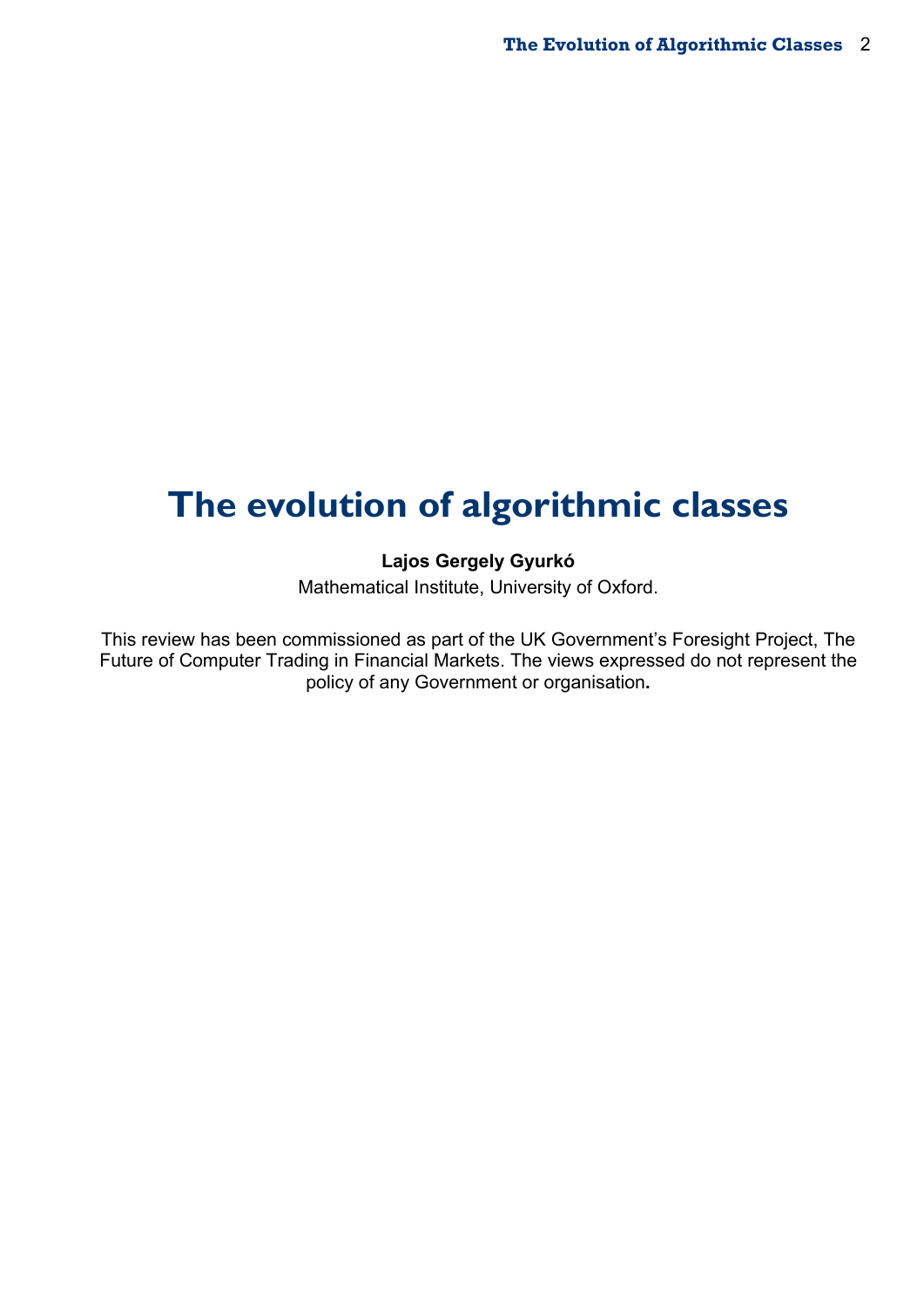# The evolution of algorithmic classes

**Lajos Gergely Gyurkó**

Mathematical Institute, University of Oxford.

This review has been commissioned as part of the UK Government's Foresight Project, The Future of Computer Trading in Financial Markets. The views expressed do not represent the policy of any Government or organisation**.**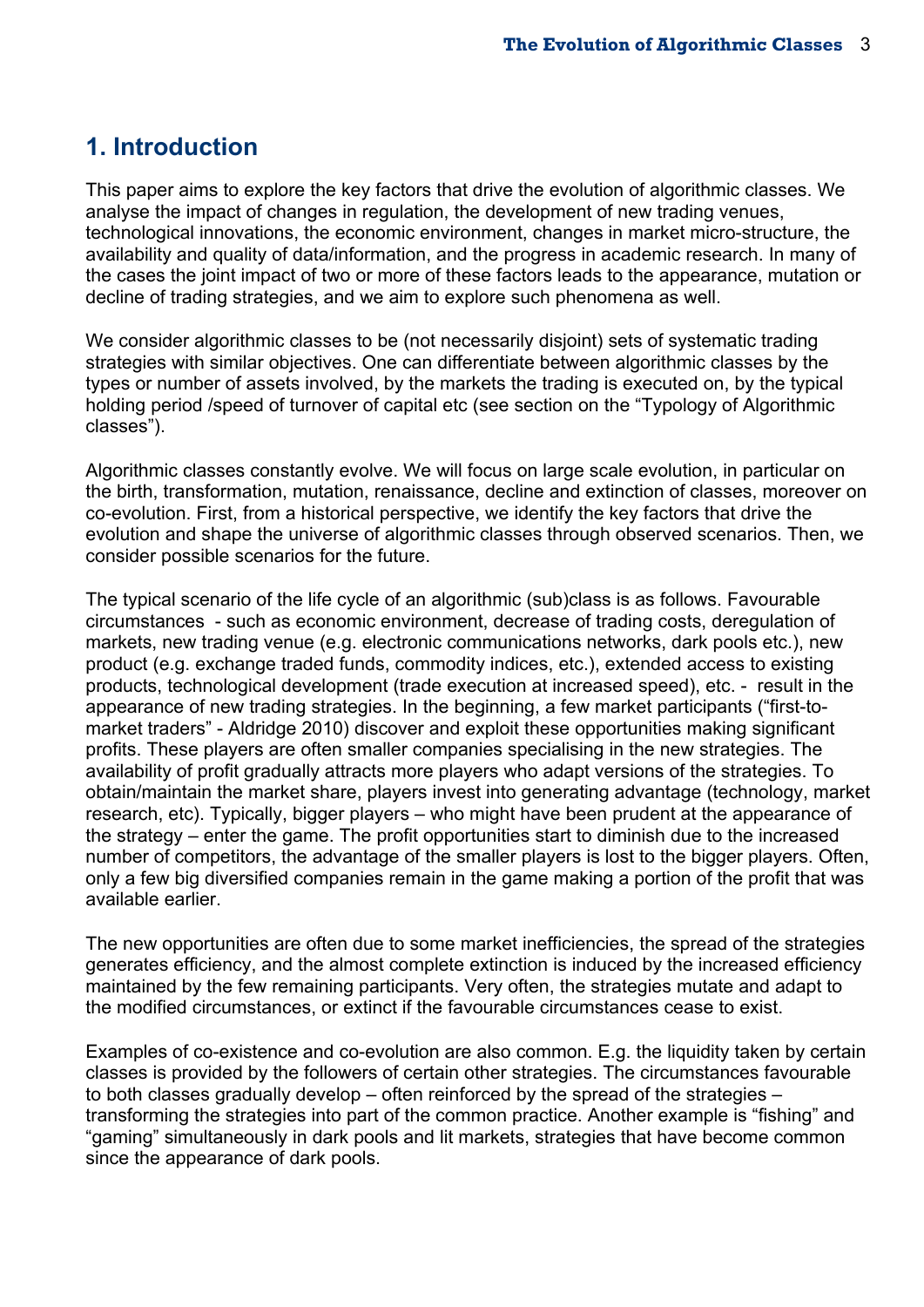## 1. Introduction

This paper aims to explore the key factors that drive the evolution of algorithmic classes. We analyse the impact of changes in regulation, the development of new trading venues, technological innovations, the economic environment, changes in market micro-structure, the availability and quality of data/information, and the progress in academic research. In many of the cases the joint impact of two or more of these factors leads to the appearance, mutation or decline of trading strategies, and we aim to explore such phenomena as well.

We consider algorithmic classes to be (not necessarily disjoint) sets of systematic trading strategies with similar objectives. One can differentiate between algorithmic classes by the types or number of assets involved, by the markets the trading is executed on, by the typical holding period /speed of turnover of capital etc (see section on the "Typology of Algorithmic classes").

Algorithmic classes constantly evolve. We will focus on large scale evolution, in particular on the birth, transformation, mutation, renaissance, decline and extinction of classes, moreover on co-evolution. First, from a historical perspective, we identify the key factors that drive the evolution and shape the universe of algorithmic classes through observed scenarios. Then, we consider possible scenarios for the future.

The typical scenario of the life cycle of an algorithmic (sub)class is as follows. Favourable circumstances - such as economic environment, decrease of trading costs, deregulation of markets, new trading venue (e.g. electronic communications networks, dark pools etc.), new product (e.g. exchange traded funds, commodity indices, etc.), extended access to existing products, technological development (trade execution at increased speed), etc. - result in the appearance of new trading strategies. In the beginning, a few market participants ("first-to-market traders" - Aldridge 2010) discover and exploit these opportunities making significant profits. These players are often smaller companies specialising in the new strategies. The availability of profit gradually attracts more players who adapt versions of the strategies. To obtain/maintain the market share, players invest into generating advantage (technology, market research, etc). Typically, bigger players – who might have been prudent at the appearance of the strategy – enter the game. The profit opportunities start to diminish due to the increased number of competitors, the advantage of the smaller players is lost to the bigger players. Often, only a few big diversified companies remain in the game making a portion of the profit that was available earlier.

The new opportunities are often due to some market inefficiencies, the spread of the strategies generates efficiency, and the almost complete extinction is induced by the increased efficiency maintained by the few remaining participants. Very often, the strategies mutate and adapt to the modified circumstances, or extinct if the favourable circumstances cease to exist.

Examples of co-existence and co-evolution are also common. E.g. the liquidity taken by certain classes is provided by the followers of certain other strategies. The circumstances favourable to both classes gradually develop – often reinforced by the spread of the strategies – transforming the strategies into part of the common practice. Another example is "fishing" and "gaming" simultaneously in dark pools and lit markets, strategies that have become common since the appearance of dark pools.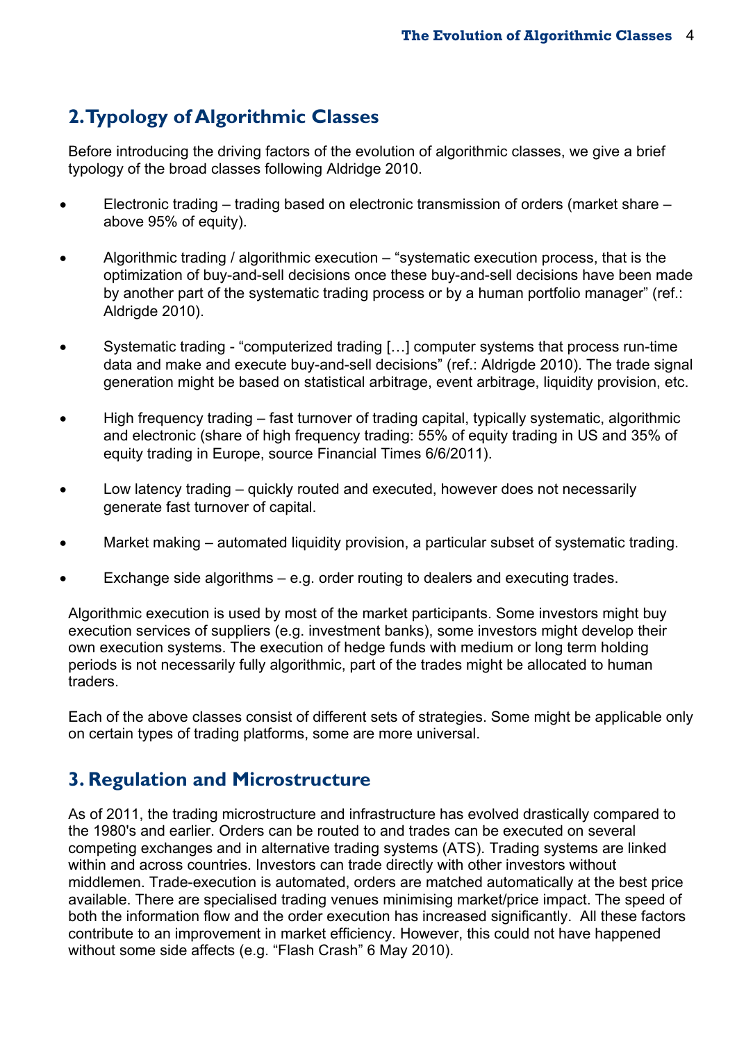## 2. Typology of Algorithmic Classes

Before introducing the driving factors of the evolution of algorithmic classes, we give a brief typology of the broad classes following Aldridge 2010.

- Electronic trading – trading based on electronic transmission of orders (market share – above 95% of equity).
- Algorithmic trading / algorithmic execution – "systematic execution process, that is the optimization of buy-and-sell decisions once these buy-and-sell decisions have been made by another part of the systematic trading process or by a human portfolio manager" (ref.: Aldrigde 2010).
- Systematic trading - "computerized trading […] computer systems that process run-time data and make and execute buy-and-sell decisions" (ref.: Aldrigde 2010). The trade signal generation might be based on statistical arbitrage, event arbitrage, liquidity provision, etc.
- High frequency trading – fast turnover of trading capital, typically systematic, algorithmic and electronic (share of high frequency trading: 55% of equity trading in US and 35% of equity trading in Europe, source Financial Times 6/6/2011).
- Low latency trading – quickly routed and executed, however does not necessarily generate fast turnover of capital.
- Market making – automated liquidity provision, a particular subset of systematic trading.
- Exchange side algorithms – e.g. order routing to dealers and executing trades.

Algorithmic execution is used by most of the market participants. Some investors might buy execution services of suppliers (e.g. investment banks), some investors might develop their own execution systems. The execution of hedge funds with medium or long term holding periods is not necessarily fully algorithmic, part of the trades might be allocated to human traders.

Each of the above classes consist of different sets of strategies. Some might be applicable only on certain types of trading platforms, some are more universal.

## 3. Regulation and Microstructure

As of 2011, the trading microstructure and infrastructure has evolved drastically compared to the 1980's and earlier. Orders can be routed to and trades can be executed on several competing exchanges and in alternative trading systems (ATS). Trading systems are linked within and across countries. Investors can trade directly with other investors without middlemen. Trade-execution is automated, orders are matched automatically at the best price available. There are specialised trading venues minimising market/price impact. The speed of both the information flow and the order execution has increased significantly. All these factors contribute to an improvement in market efficiency. However, this could not have happened without some side affects (e.g. "Flash Crash" 6 May 2010).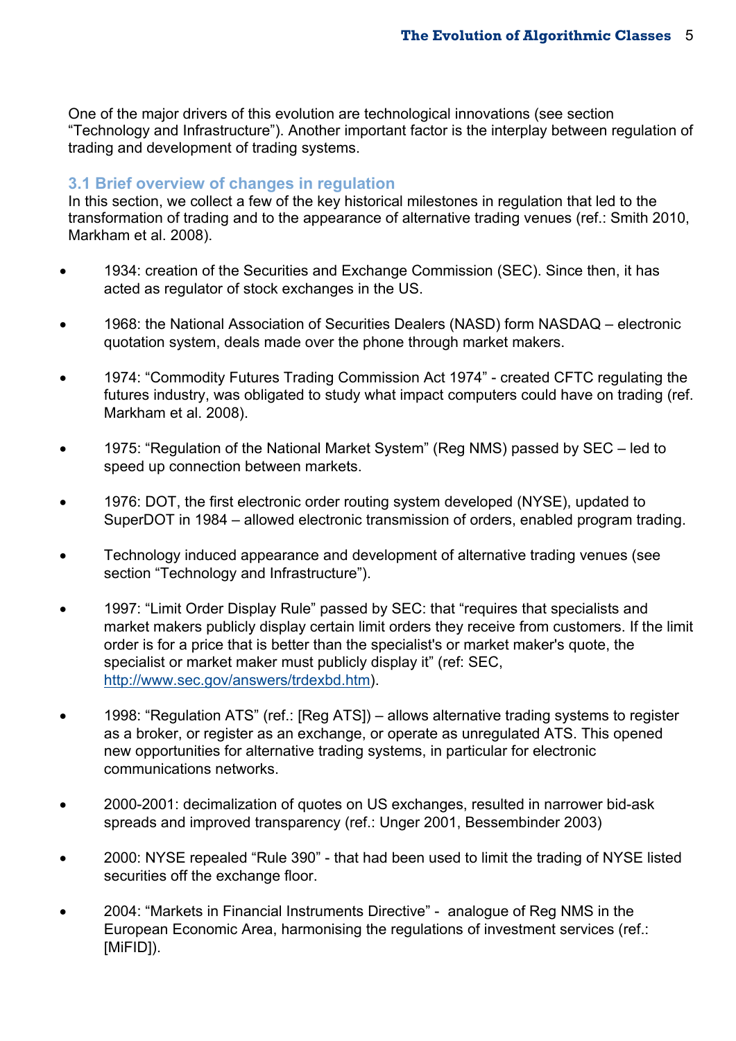One of the major drivers of this evolution are technological innovations (see section "Technology and Infrastructure"). Another important factor is the interplay between regulation of trading and development of trading systems.

### 3.1 Brief overview of changes in regulation

In this section, we collect a few of the key historical milestones in regulation that led to the transformation of trading and to the appearance of alternative trading venues (ref.: Smith 2010, Markham et al. 2008).

- 1934: creation of the Securities and Exchange Commission (SEC). Since then, it has acted as regulator of stock exchanges in the US.
- 1968: the National Association of Securities Dealers (NASD) form NASDAQ – electronic quotation system, deals made over the phone through market makers.
- 1974: "Commodity Futures Trading Commission Act 1974" - created CFTC regulating the futures industry, was obligated to study what impact computers could have on trading (ref. Markham et al. 2008).
- 1975: "Regulation of the National Market System" (Reg NMS) passed by SEC – led to speed up connection between markets.
- 1976: DOT, the first electronic order routing system developed (NYSE), updated to SuperDOT in 1984 – allowed electronic transmission of orders, enabled program trading.
- Technology induced appearance and development of alternative trading venues (see section "Technology and Infrastructure").
- 1997: "Limit Order Display Rule" passed by SEC: that "requires that specialists and market makers publicly display certain limit orders they receive from customers. If the limit order is for a price that is better than the specialist's or market maker's quote, the specialist or market maker must publicly display it" (ref: SEC, http://www.sec.gov/answers/trdexbd.htm).
- 1998: "Regulation ATS" (ref.: [Reg ATS]) – allows alternative trading systems to register as a broker, or register as an exchange, or operate as unregulated ATS. This opened new opportunities for alternative trading systems, in particular for electronic communications networks.
- 2000-2001: decimalization of quotes on US exchanges, resulted in narrower bid-ask spreads and improved transparency (ref.: Unger 2001, Bessembinder 2003)
- 2000: NYSE repealed "Rule 390" - that had been used to limit the trading of NYSE listed securities off the exchange floor.
- 2004: "Markets in Financial Instruments Directive" - analogue of Reg NMS in the European Economic Area, harmonising the regulations of investment services (ref.: [MiFID]).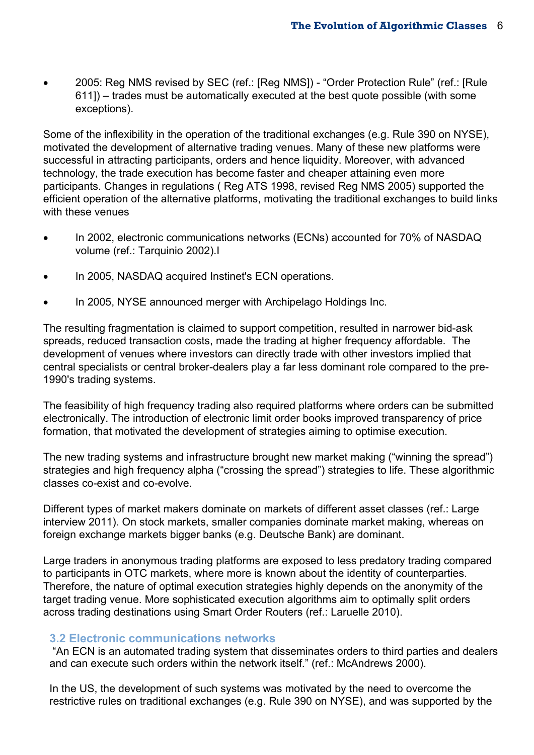- 2005: Reg NMS revised by SEC (ref.: [Reg NMS]) - "Order Protection Rule" (ref.: [Rule 611]) – trades must be automatically executed at the best quote possible (with some exceptions).

Some of the inflexibility in the operation of the traditional exchanges (e.g. Rule 390 on NYSE), motivated the development of alternative trading venues. Many of these new platforms were successful in attracting participants, orders and hence liquidity. Moreover, with advanced technology, the trade execution has become faster and cheaper attaining even more participants. Changes in regulations ( Reg ATS 1998, revised Reg NMS 2005) supported the efficient operation of the alternative platforms, motivating the traditional exchanges to build links with these venues

- In 2002, electronic communications networks (ECNs) accounted for 70% of NASDAQ volume (ref.: Tarquinio 2002).l
- In 2005, NASDAQ acquired Instinet's ECN operations.
- In 2005, NYSE announced merger with Archipelago Holdings Inc.

The resulting fragmentation is claimed to support competition, resulted in narrower bid-ask spreads, reduced transaction costs, made the trading at higher frequency affordable. The development of venues where investors can directly trade with other investors implied that central specialists or central broker-dealers play a far less dominant role compared to the pre-1990's trading systems.

The feasibility of high frequency trading also required platforms where orders can be submitted electronically. The introduction of electronic limit order books improved transparency of price formation, that motivated the development of strategies aiming to optimise execution.

The new trading systems and infrastructure brought new market making ("winning the spread") strategies and high frequency alpha ("crossing the spread") strategies to life. These algorithmic classes co-exist and co-evolve.

Different types of market makers dominate on markets of different asset classes (ref.: Large interview 2011). On stock markets, smaller companies dominate market making, whereas on foreign exchange markets bigger banks (e.g. Deutsche Bank) are dominant.

Large traders in anonymous trading platforms are exposed to less predatory trading compared to participants in OTC markets, where more is known about the identity of counterparties. Therefore, the nature of optimal execution strategies highly depends on the anonymity of the target trading venue. More sophisticated execution algorithms aim to optimally split orders across trading destinations using Smart Order Routers (ref.: Laruelle 2010).

### 3.2 Electronic communications networks

"An ECN is an automated trading system that disseminates orders to third parties and dealers and can execute such orders within the network itself." (ref.: McAndrews 2000).

In the US, the development of such systems was motivated by the need to overcome the restrictive rules on traditional exchanges (e.g. Rule 390 on NYSE), and was supported by the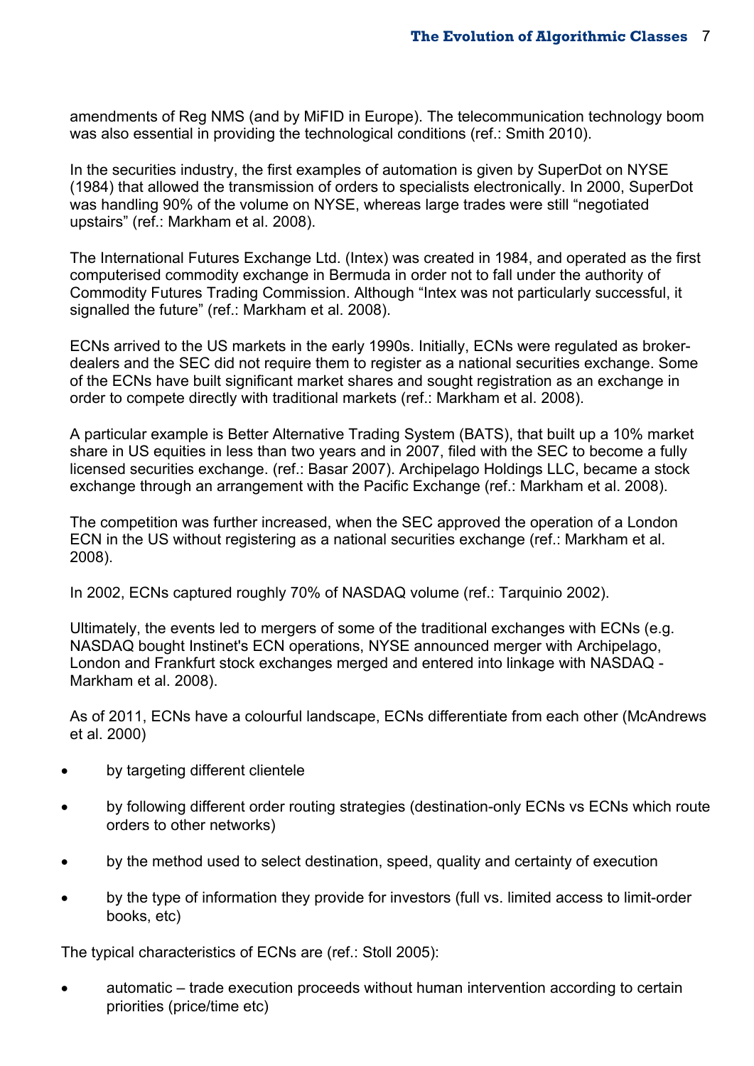amendments of Reg NMS (and by MiFID in Europe). The telecommunication technology boom was also essential in providing the technological conditions (ref.: Smith 2010).

In the securities industry, the first examples of automation is given by SuperDot on NYSE (1984) that allowed the transmission of orders to specialists electronically. In 2000, SuperDot was handling 90% of the volume on NYSE, whereas large trades were still “negotiated upstairs” (ref.: Markham et al. 2008).

The International Futures Exchange Ltd. (Intex) was created in 1984, and operated as the first computerised commodity exchange in Bermuda in order not to fall under the authority of Commodity Futures Trading Commission. Although “Intex was not particularly successful, it signalled the future” (ref.: Markham et al. 2008).

ECNs arrived to the US markets in the early 1990s. Initially, ECNs were regulated as broker-dealers and the SEC did not require them to register as a national securities exchange. Some of the ECNs have built significant market shares and sought registration as an exchange in order to compete directly with traditional markets (ref.: Markham et al. 2008).

A particular example is Better Alternative Trading System (BATS), that built up a 10% market share in US equities in less than two years and in 2007, filed with the SEC to become a fully licensed securities exchange. (ref.: Basar 2007). Archipelago Holdings LLC, became a stock exchange through an arrangement with the Pacific Exchange (ref.: Markham et al. 2008).

The competition was further increased, when the SEC approved the operation of a London ECN in the US without registering as a national securities exchange (ref.: Markham et al. 2008).

In 2002, ECNs captured roughly 70% of NASDAQ volume (ref.: Tarquinio 2002).

Ultimately, the events led to mergers of some of the traditional exchanges with ECNs (e.g. NASDAQ bought Instinet's ECN operations, NYSE announced merger with Archipelago, London and Frankfurt stock exchanges merged and entered into linkage with NASDAQ - Markham et al. 2008).

As of 2011, ECNs have a colourful landscape, ECNs differentiate from each other (McAndrews et al. 2000)

- by targeting different clientele
- by following different order routing strategies (destination-only ECNs vs ECNs which route orders to other networks)
- by the method used to select destination, speed, quality and certainty of execution
- by the type of information they provide for investors (full vs. limited access to limit-order books, etc)

The typical characteristics of ECNs are (ref.: Stoll 2005):

- automatic – trade execution proceeds without human intervention according to certain priorities (price/time etc)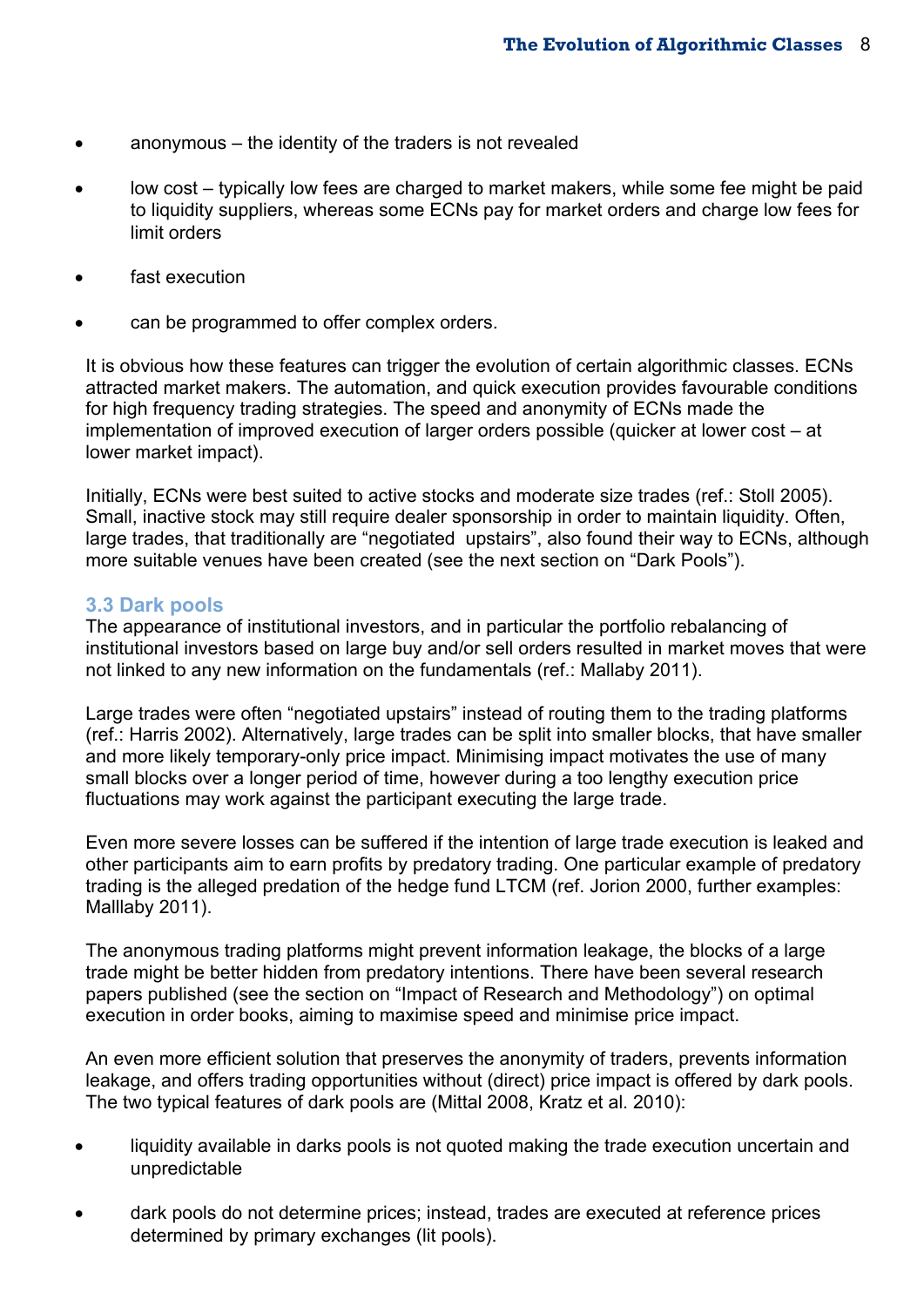- anonymous – the identity of the traders is not revealed
- low cost – typically low fees are charged to market makers, while some fee might be paid to liquidity suppliers, whereas some ECNs pay for market orders and charge low fees for limit orders
- fast execution
- can be programmed to offer complex orders.

It is obvious how these features can trigger the evolution of certain algorithmic classes. ECNs attracted market makers. The automation, and quick execution provides favourable conditions for high frequency trading strategies. The speed and anonymity of ECNs made the implementation of improved execution of larger orders possible (quicker at lower cost – at lower market impact).

Initially, ECNs were best suited to active stocks and moderate size trades (ref.: Stoll 2005). Small, inactive stock may still require dealer sponsorship in order to maintain liquidity. Often, large trades, that traditionally are "negotiated upstairs", also found their way to ECNs, although more suitable venues have been created (see the next section on "Dark Pools").

### 3.3 Dark pools

The appearance of institutional investors, and in particular the portfolio rebalancing of institutional investors based on large buy and/or sell orders resulted in market moves that were not linked to any new information on the fundamentals (ref.: Mallaby 2011).

Large trades were often "negotiated upstairs" instead of routing them to the trading platforms (ref.: Harris 2002). Alternatively, large trades can be split into smaller blocks, that have smaller and more likely temporary-only price impact. Minimising impact motivates the use of many small blocks over a longer period of time, however during a too lengthy execution price fluctuations may work against the participant executing the large trade.

Even more severe losses can be suffered if the intention of large trade execution is leaked and other participants aim to earn profits by predatory trading. One particular example of predatory trading is the alleged predation of the hedge fund LTCM (ref. Jorion 2000, further examples: Malllaby 2011).

The anonymous trading platforms might prevent information leakage, the blocks of a large trade might be better hidden from predatory intentions. There have been several research papers published (see the section on "Impact of Research and Methodology") on optimal execution in order books, aiming to maximise speed and minimise price impact.

An even more efficient solution that preserves the anonymity of traders, prevents information leakage, and offers trading opportunities without (direct) price impact is offered by dark pools. The two typical features of dark pools are (Mittal 2008, Kratz et al. 2010):

- liquidity available in darks pools is not quoted making the trade execution uncertain and unpredictable
- dark pools do not determine prices; instead, trades are executed at reference prices determined by primary exchanges (lit pools).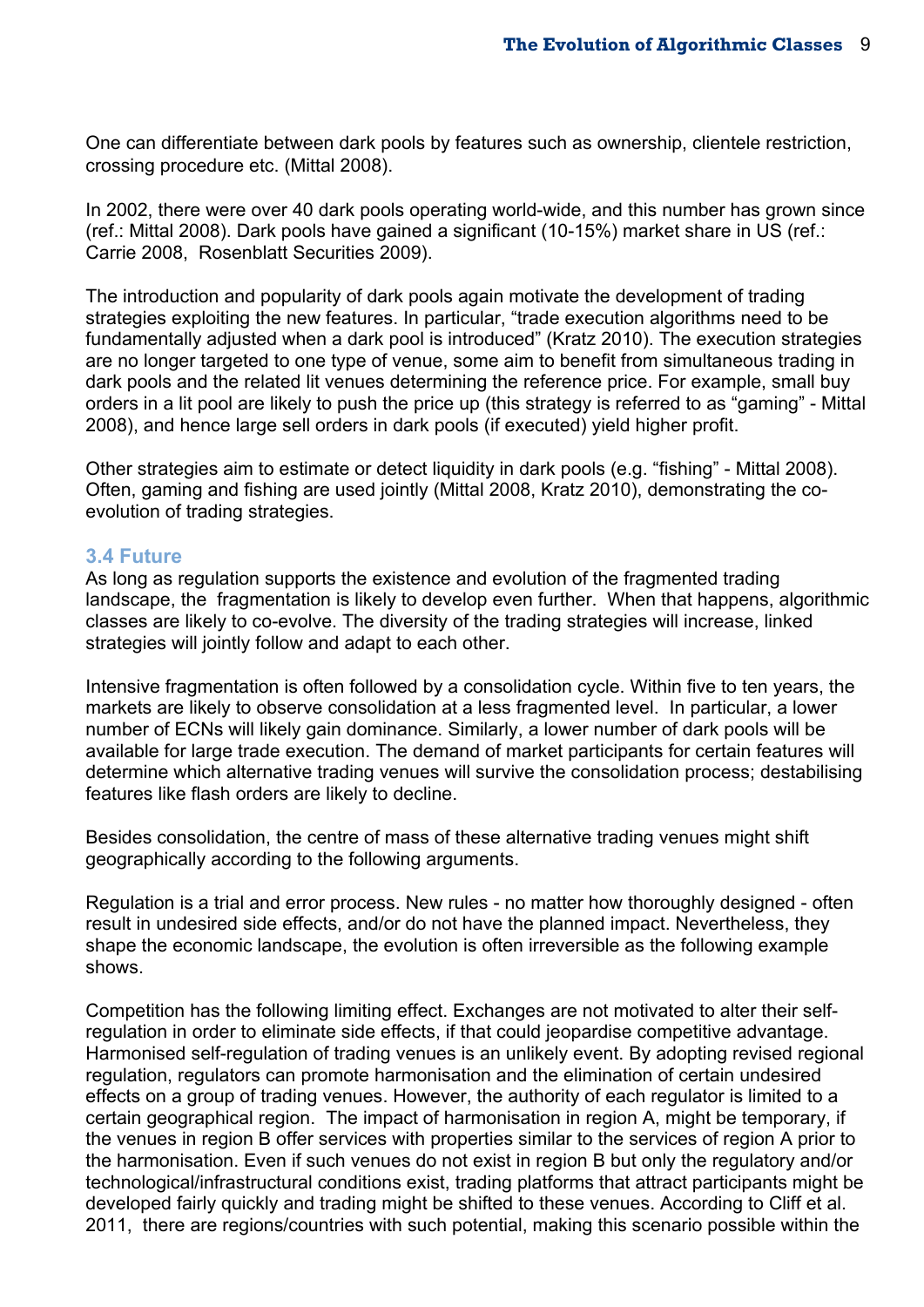One can differentiate between dark pools by features such as ownership, clientele restriction, crossing procedure etc. (Mittal 2008).

In 2002, there were over 40 dark pools operating world-wide, and this number has grown since (ref.: Mittal 2008). Dark pools have gained a significant (10-15%) market share in US (ref.: Carrie 2008, Rosenblatt Securities 2009).

The introduction and popularity of dark pools again motivate the development of trading strategies exploiting the new features. In particular, “trade execution algorithms need to be fundamentally adjusted when a dark pool is introduced” (Kratz 2010). The execution strategies are no longer targeted to one type of venue, some aim to benefit from simultaneous trading in dark pools and the related lit venues determining the reference price. For example, small buy orders in a lit pool are likely to push the price up (this strategy is referred to as “gaming” - Mittal 2008), and hence large sell orders in dark pools (if executed) yield higher profit.

Other strategies aim to estimate or detect liquidity in dark pools (e.g. “fishing” - Mittal 2008). Often, gaming and fishing are used jointly (Mittal 2008, Kratz 2010), demonstrating the co-evolution of trading strategies.

### 3.4 Future

As long as regulation supports the existence and evolution of the fragmented trading landscape, the fragmentation is likely to develop even further. When that happens, algorithmic classes are likely to co-evolve. The diversity of the trading strategies will increase, linked strategies will jointly follow and adapt to each other.

Intensive fragmentation is often followed by a consolidation cycle. Within five to ten years, the markets are likely to observe consolidation at a less fragmented level. In particular, a lower number of ECNs will likely gain dominance. Similarly, a lower number of dark pools will be available for large trade execution. The demand of market participants for certain features will determine which alternative trading venues will survive the consolidation process; destabilising features like flash orders are likely to decline.

Besides consolidation, the centre of mass of these alternative trading venues might shift geographically according to the following arguments.

Regulation is a trial and error process. New rules - no matter how thoroughly designed - often result in undesired side effects, and/or do not have the planned impact. Nevertheless, they shape the economic landscape, the evolution is often irreversible as the following example shows.

Competition has the following limiting effect. Exchanges are not motivated to alter their self-regulation in order to eliminate side effects, if that could jeopardise competitive advantage. Harmonised self-regulation of trading venues is an unlikely event. By adopting revised regional regulation, regulators can promote harmonisation and the elimination of certain undesired effects on a group of trading venues. However, the authority of each regulator is limited to a certain geographical region. The impact of harmonisation in region A, might be temporary, if the venues in region B offer services with properties similar to the services of region A prior to the harmonisation. Even if such venues do not exist in region B but only the regulatory and/or technological/infrastructural conditions exist, trading platforms that attract participants might be developed fairly quickly and trading might be shifted to these venues. According to Cliff et al. 2011, there are regions/countries with such potential, making this scenario possible within the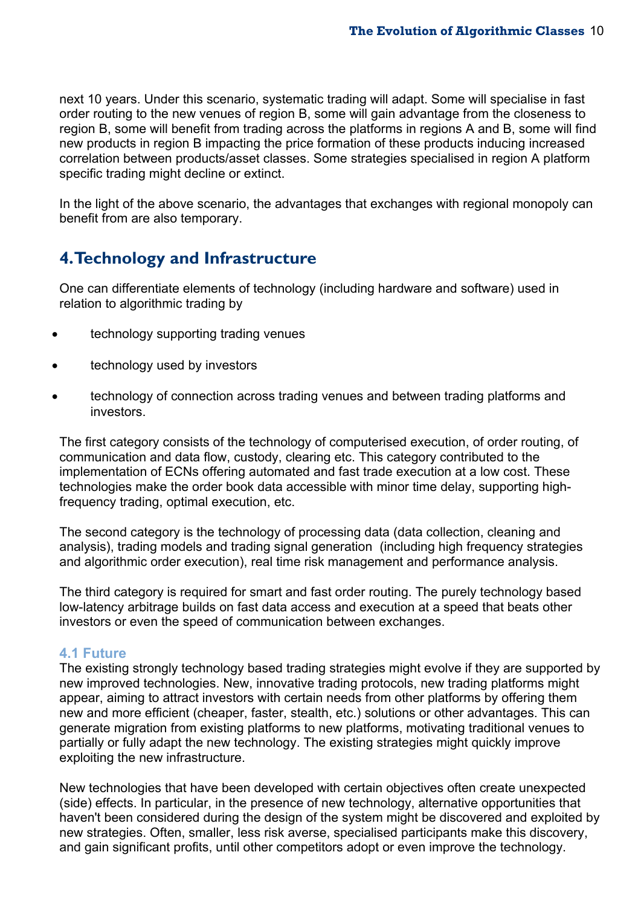next 10 years. Under this scenario, systematic trading will adapt. Some will specialise in fast order routing to the new venues of region B, some will gain advantage from the closeness to region B, some will benefit from trading across the platforms in regions A and B, some will find new products in region B impacting the price formation of these products inducing increased correlation between products/asset classes. Some strategies specialised in region A platform specific trading might decline or extinct.

In the light of the above scenario, the advantages that exchanges with regional monopoly can benefit from are also temporary.

## 4. Technology and Infrastructure

One can differentiate elements of technology (including hardware and software) used in relation to algorithmic trading by

- technology supporting trading venues
- technology used by investors
- technology of connection across trading venues and between trading platforms and investors.

The first category consists of the technology of computerised execution, of order routing, of communication and data flow, custody, clearing etc. This category contributed to the implementation of ECNs offering automated and fast trade execution at a low cost. These technologies make the order book data accessible with minor time delay, supporting high-frequency trading, optimal execution, etc.

The second category is the technology of processing data (data collection, cleaning and analysis), trading models and trading signal generation (including high frequency strategies and algorithmic order execution), real time risk management and performance analysis.

The third category is required for smart and fast order routing. The purely technology based low-latency arbitrage builds on fast data access and execution at a speed that beats other investors or even the speed of communication between exchanges.

### 4.1 Future

The existing strongly technology based trading strategies might evolve if they are supported by new improved technologies. New, innovative trading protocols, new trading platforms might appear, aiming to attract investors with certain needs from other platforms by offering them new and more efficient (cheaper, faster, stealth, etc.) solutions or other advantages. This can generate migration from existing platforms to new platforms, motivating traditional venues to partially or fully adapt the new technology. The existing strategies might quickly improve exploiting the new infrastructure.

New technologies that have been developed with certain objectives often create unexpected (side) effects. In particular, in the presence of new technology, alternative opportunities that haven't been considered during the design of the system might be discovered and exploited by new strategies. Often, smaller, less risk averse, specialised participants make this discovery, and gain significant profits, until other competitors adopt or even improve the technology.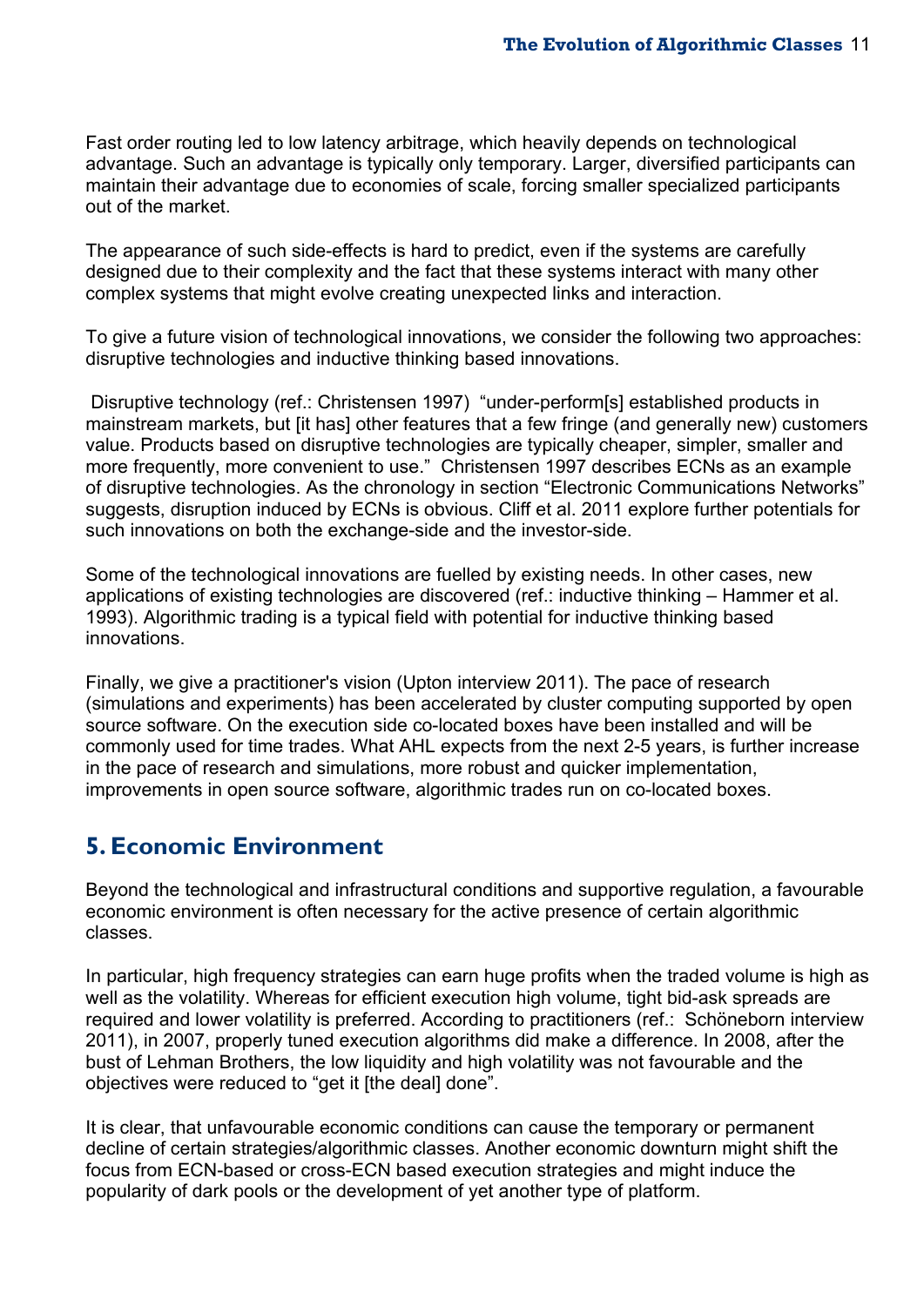Fast order routing led to low latency arbitrage, which heavily depends on technological advantage. Such an advantage is typically only temporary. Larger, diversified participants can maintain their advantage due to economies of scale, forcing smaller specialized participants out of the market.

The appearance of such side-effects is hard to predict, even if the systems are carefully designed due to their complexity and the fact that these systems interact with many other complex systems that might evolve creating unexpected links and interaction.

To give a future vision of technological innovations, we consider the following two approaches: disruptive technologies and inductive thinking based innovations.

Disruptive technology (ref.: Christensen 1997) "under-perform[s] established products in mainstream markets, but [it has] other features that a few fringe (and generally new) customers value. Products based on disruptive technologies are typically cheaper, simpler, smaller and more frequently, more convenient to use." Christensen 1997 describes ECNs as an example of disruptive technologies. As the chronology in section "Electronic Communications Networks" suggests, disruption induced by ECNs is obvious. Cliff et al. 2011 explore further potentials for such innovations on both the exchange-side and the investor-side.

Some of the technological innovations are fuelled by existing needs. In other cases, new applications of existing technologies are discovered (ref.: inductive thinking – Hammer et al. 1993). Algorithmic trading is a typical field with potential for inductive thinking based innovations.

Finally, we give a practitioner's vision (Upton interview 2011). The pace of research (simulations and experiments) has been accelerated by cluster computing supported by open source software. On the execution side co-located boxes have been installed and will be commonly used for time trades. What AHL expects from the next 2-5 years, is further increase in the pace of research and simulations, more robust and quicker implementation, improvements in open source software, algorithmic trades run on co-located boxes.

## 5. Economic Environment

Beyond the technological and infrastructural conditions and supportive regulation, a favourable economic environment is often necessary for the active presence of certain algorithmic classes.

In particular, high frequency strategies can earn huge profits when the traded volume is high as well as the volatility. Whereas for efficient execution high volume, tight bid-ask spreads are required and lower volatility is preferred. According to practitioners (ref.: Schöneborn interview 2011), in 2007, properly tuned execution algorithms did make a difference. In 2008, after the bust of Lehman Brothers, the low liquidity and high volatility was not favourable and the objectives were reduced to "get it [the deal] done".

It is clear, that unfavourable economic conditions can cause the temporary or permanent decline of certain strategies/algorithmic classes. Another economic downturn might shift the focus from ECN-based or cross-ECN based execution strategies and might induce the popularity of dark pools or the development of yet another type of platform.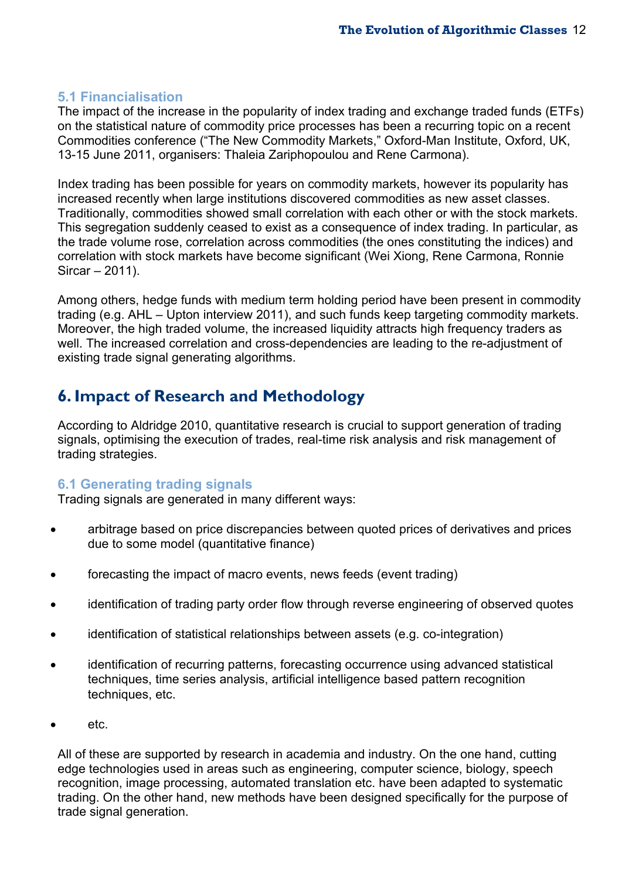### 5.1 Financialisation

The impact of the increase in the popularity of index trading and exchange traded funds (ETFs) on the statistical nature of commodity price processes has been a recurring topic on a recent Commodities conference ("The New Commodity Markets," Oxford-Man Institute, Oxford, UK, 13-15 June 2011, organisers: Thaleia Zariphopoulou and Rene Carmona).

Index trading has been possible for years on commodity markets, however its popularity has increased recently when large institutions discovered commodities as new asset classes. Traditionally, commodities showed small correlation with each other or with the stock markets. This segregation suddenly ceased to exist as a consequence of index trading. In particular, as the trade volume rose, correlation across commodities (the ones constituting the indices) and correlation with stock markets have become significant (Wei Xiong, Rene Carmona, Ronnie Sircar – 2011).

Among others, hedge funds with medium term holding period have been present in commodity trading (e.g. AHL – Upton interview 2011), and such funds keep targeting commodity markets. Moreover, the high traded volume, the increased liquidity attracts high frequency traders as well. The increased correlation and cross-dependencies are leading to the re-adjustment of existing trade signal generating algorithms.

## 6. Impact of Research and Methodology

According to Aldridge 2010, quantitative research is crucial to support generation of trading signals, optimising the execution of trades, real-time risk analysis and risk management of trading strategies.

### 6.1 Generating trading signals

Trading signals are generated in many different ways:

- arbitrage based on price discrepancies between quoted prices of derivatives and prices due to some model (quantitative finance)
- forecasting the impact of macro events, news feeds (event trading)
- identification of trading party order flow through reverse engineering of observed quotes
- identification of statistical relationships between assets (e.g. co-integration)
- identification of recurring patterns, forecasting occurrence using advanced statistical techniques, time series analysis, artificial intelligence based pattern recognition techniques, etc.
- etc.

All of these are supported by research in academia and industry. On the one hand, cutting edge technologies used in areas such as engineering, computer science, biology, speech recognition, image processing, automated translation etc. have been adapted to systematic trading. On the other hand, new methods have been designed specifically for the purpose of trade signal generation.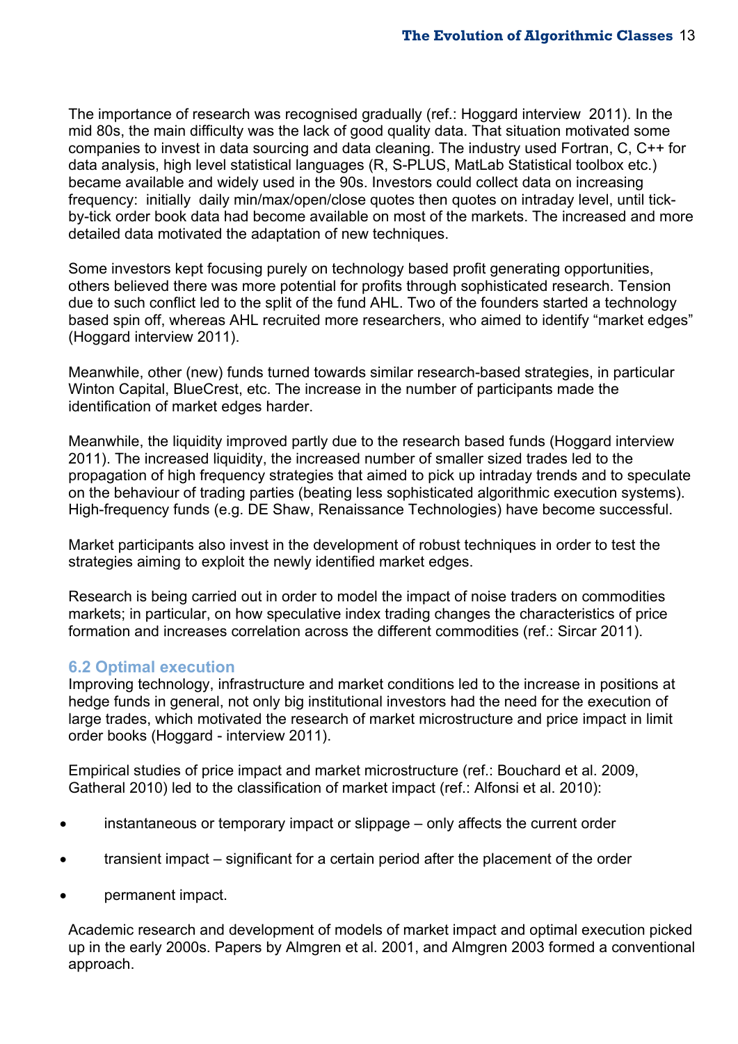The importance of research was recognised gradually (ref.: Hoggard interview 2011). In the mid 80s, the main difficulty was the lack of good quality data. That situation motivated some companies to invest in data sourcing and data cleaning. The industry used Fortran, C, C++ for data analysis, high level statistical languages (R, S-PLUS, MatLab Statistical toolbox etc.) became available and widely used in the 90s. Investors could collect data on increasing frequency: initially daily min/max/open/close quotes then quotes on intraday level, until tick-by-tick order book data had become available on most of the markets. The increased and more detailed data motivated the adaptation of new techniques.

Some investors kept focusing purely on technology based profit generating opportunities, others believed there was more potential for profits through sophisticated research. Tension due to such conflict led to the split of the fund AHL. Two of the founders started a technology based spin off, whereas AHL recruited more researchers, who aimed to identify "market edges" (Hoggard interview 2011).

Meanwhile, other (new) funds turned towards similar research-based strategies, in particular Winton Capital, BlueCrest, etc. The increase in the number of participants made the identification of market edges harder.

Meanwhile, the liquidity improved partly due to the research based funds (Hoggard interview 2011). The increased liquidity, the increased number of smaller sized trades led to the propagation of high frequency strategies that aimed to pick up intraday trends and to speculate on the behaviour of trading parties (beating less sophisticated algorithmic execution systems). High-frequency funds (e.g. DE Shaw, Renaissance Technologies) have become successful.

Market participants also invest in the development of robust techniques in order to test the strategies aiming to exploit the newly identified market edges.

Research is being carried out in order to model the impact of noise traders on commodities markets; in particular, on how speculative index trading changes the characteristics of price formation and increases correlation across the different commodities (ref.: Sircar 2011).

## 6.2 Optimal execution

Improving technology, infrastructure and market conditions led to the increase in positions at hedge funds in general, not only big institutional investors had the need for the execution of large trades, which motivated the research of market microstructure and price impact in limit order books (Hoggard - interview 2011).

Empirical studies of price impact and market microstructure (ref.: Bouchard et al. 2009, Gatheral 2010) led to the classification of market impact (ref.: Alfonsi et al. 2010):

- instantaneous or temporary impact or slippage – only affects the current order
- transient impact – significant for a certain period after the placement of the order
- permanent impact.

Academic research and development of models of market impact and optimal execution picked up in the early 2000s. Papers by Almgren et al. 2001, and Almgren 2003 formed a conventional approach.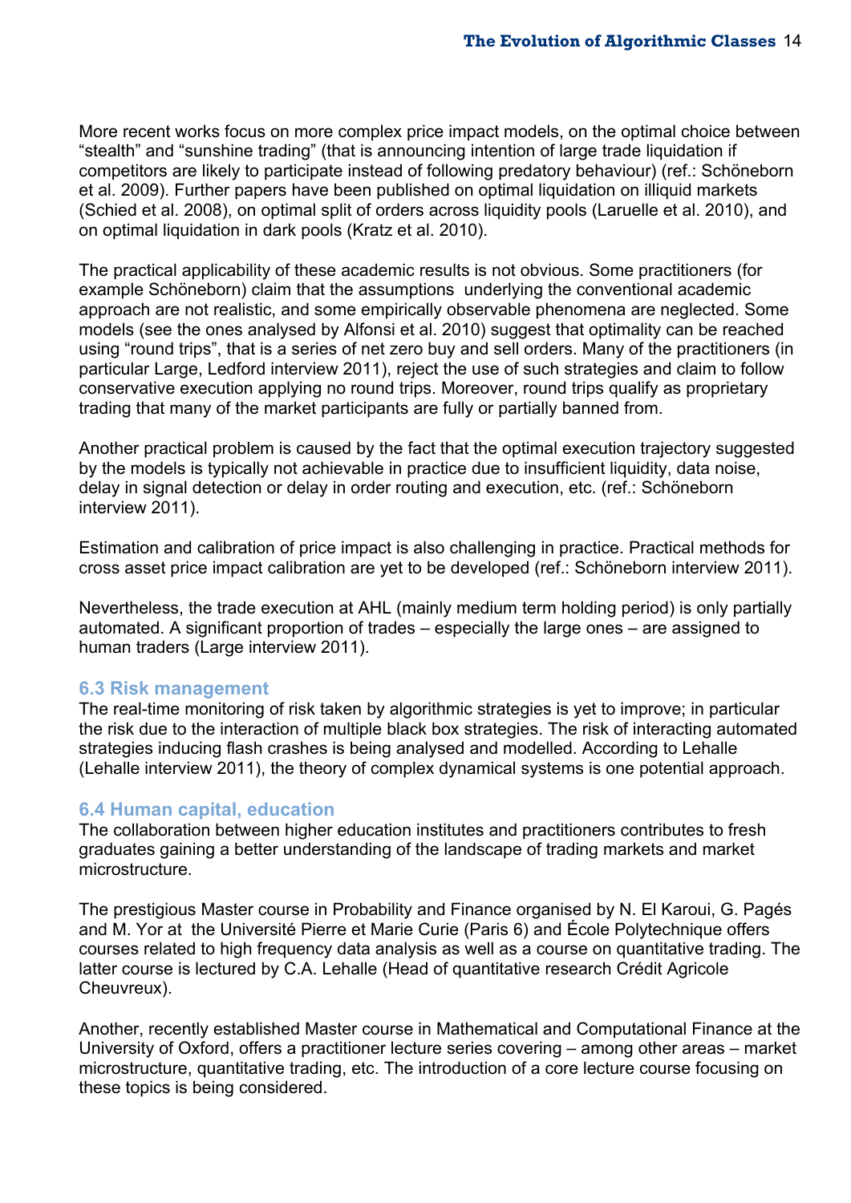More recent works focus on more complex price impact models, on the optimal choice between “stealth” and “sunshine trading” (that is announcing intention of large trade liquidation if competitors are likely to participate instead of following predatory behaviour) (ref.: Schöneborn et al. 2009). Further papers have been published on optimal liquidation on illiquid markets (Schied et al. 2008), on optimal split of orders across liquidity pools (Laruelle et al. 2010), and on optimal liquidation in dark pools (Kratz et al. 2010).

The practical applicability of these academic results is not obvious. Some practitioners (for example Schöneborn) claim that the assumptions underlying the conventional academic approach are not realistic, and some empirically observable phenomena are neglected. Some models (see the ones analysed by Alfonsi et al. 2010) suggest that optimality can be reached using “round trips”, that is a series of net zero buy and sell orders. Many of the practitioners (in particular Large, Ledford interview 2011), reject the use of such strategies and claim to follow conservative execution applying no round trips. Moreover, round trips qualify as proprietary trading that many of the market participants are fully or partially banned from.

Another practical problem is caused by the fact that the optimal execution trajectory suggested by the models is typically not achievable in practice due to insufficient liquidity, data noise, delay in signal detection or delay in order routing and execution, etc. (ref.: Schöneborn interview 2011).

Estimation and calibration of price impact is also challenging in practice. Practical methods for cross asset price impact calibration are yet to be developed (ref.: Schöneborn interview 2011).

Nevertheless, the trade execution at AHL (mainly medium term holding period) is only partially automated. A significant proportion of trades – especially the large ones – are assigned to human traders (Large interview 2011).

### 6.3 Risk management

The real-time monitoring of risk taken by algorithmic strategies is yet to improve; in particular the risk due to the interaction of multiple black box strategies. The risk of interacting automated strategies inducing flash crashes is being analysed and modelled. According to Lehalle (Lehalle interview 2011), the theory of complex dynamical systems is one potential approach.

### 6.4 Human capital, education

The collaboration between higher education institutes and practitioners contributes to fresh graduates gaining a better understanding of the landscape of trading markets and market microstructure.

The prestigious Master course in Probability and Finance organised by N. El Karoui, G. Pagés and M. Yor at the Université Pierre et Marie Curie (Paris 6) and École Polytechnique offers courses related to high frequency data analysis as well as a course on quantitative trading. The latter course is lectured by C.A. Lehalle (Head of quantitative research Crédit Agricole Cheuvreux).

Another, recently established Master course in Mathematical and Computational Finance at the University of Oxford, offers a practitioner lecture series covering – among other areas – market microstructure, quantitative trading, etc. The introduction of a core lecture course focusing on these topics is being considered.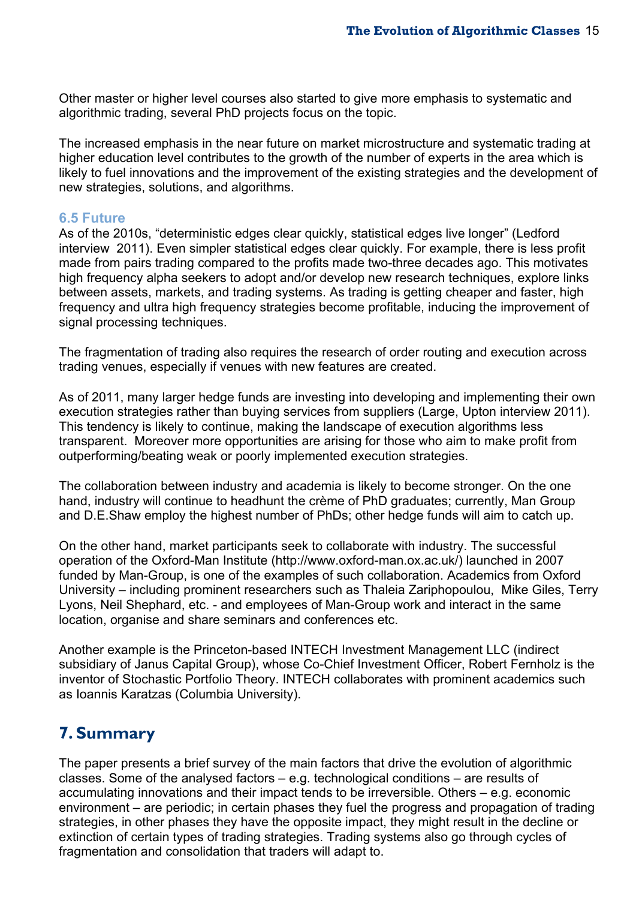Other master or higher level courses also started to give more emphasis to systematic and algorithmic trading, several PhD projects focus on the topic.

The increased emphasis in the near future on market microstructure and systematic trading at higher education level contributes to the growth of the number of experts in the area which is likely to fuel innovations and the improvement of the existing strategies and the development of new strategies, solutions, and algorithms.

### 6.5 Future

As of the 2010s, “deterministic edges clear quickly, statistical edges live longer” (Ledford interview 2011). Even simpler statistical edges clear quickly. For example, there is less profit made from pairs trading compared to the profits made two-three decades ago. This motivates high frequency alpha seekers to adopt and/or develop new research techniques, explore links between assets, markets, and trading systems. As trading is getting cheaper and faster, high frequency and ultra high frequency strategies become profitable, inducing the improvement of signal processing techniques.

The fragmentation of trading also requires the research of order routing and execution across trading venues, especially if venues with new features are created.

As of 2011, many larger hedge funds are investing into developing and implementing their own execution strategies rather than buying services from suppliers (Large, Upton interview 2011). This tendency is likely to continue, making the landscape of execution algorithms less transparent. Moreover more opportunities are arising for those who aim to make profit from outperforming/beating weak or poorly implemented execution strategies.

The collaboration between industry and academia is likely to become stronger. On the one hand, industry will continue to headhunt the crème of PhD graduates; currently, Man Group and D.E.Shaw employ the highest number of PhDs; other hedge funds will aim to catch up.

On the other hand, market participants seek to collaborate with industry. The successful operation of the Oxford-Man Institute (http://www.oxford-man.ox.ac.uk/) launched in 2007 funded by Man-Group, is one of the examples of such collaboration. Academics from Oxford University – including prominent researchers such as Thaleia Zariphopoulou, Mike Giles, Terry Lyons, Neil Shephard, etc. - and employees of Man-Group work and interact in the same location, organise and share seminars and conferences etc.

Another example is the Princeton-based INTECH Investment Management LLC (indirect subsidiary of Janus Capital Group), whose Co-Chief Investment Officer, Robert Fernholz is the inventor of Stochastic Portfolio Theory. INTECH collaborates with prominent academics such as Ioannis Karatzas (Columbia University).

## 7. Summary

The paper presents a brief survey of the main factors that drive the evolution of algorithmic classes. Some of the analysed factors – e.g. technological conditions – are results of accumulating innovations and their impact tends to be irreversible. Others – e.g. economic environment – are periodic; in certain phases they fuel the progress and propagation of trading strategies, in other phases they have the opposite impact, they might result in the decline or extinction of certain types of trading strategies. Trading systems also go through cycles of fragmentation and consolidation that traders will adapt to.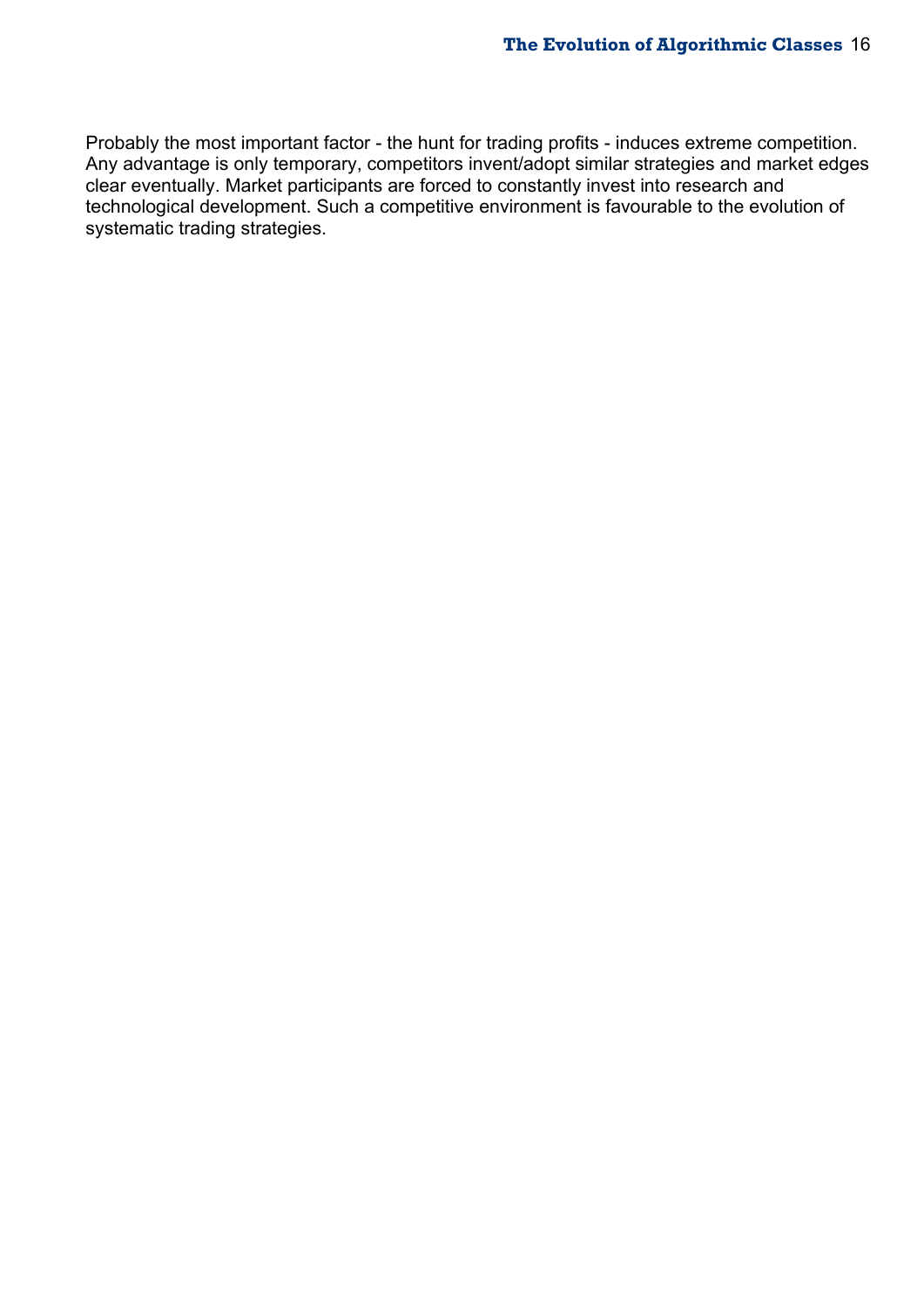Probably the most important factor - the hunt for trading profits - induces extreme competition. Any advantage is only temporary, competitors invent/adopt similar strategies and market edges clear eventually. Market participants are forced to constantly invest into research and technological development. Such a competitive environment is favourable to the evolution of systematic trading strategies.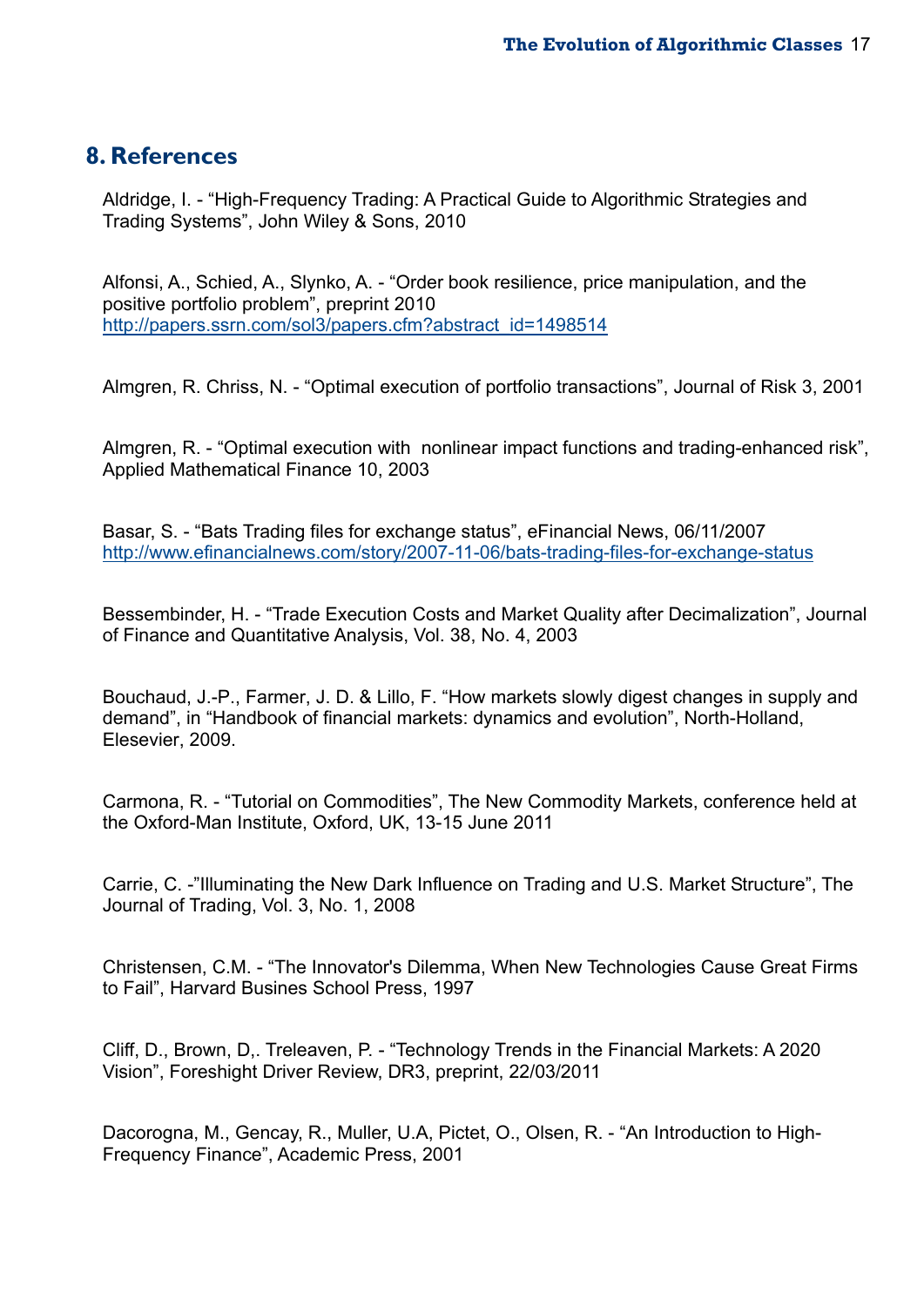## 8. References

Aldridge, I. - “High-Frequency Trading: A Practical Guide to Algorithmic Strategies and Trading Systems”, John Wiley & Sons, 2010

Alfonsi, A., Schied, A., Slynko, A. - “Order book resilience, price manipulation, and the positive portfolio problem”, preprint 2010 http://papers.ssrn.com/sol3/papers.cfm?abstract_id=1498514

Almgren, R. Chriss, N. - “Optimal execution of portfolio transactions”, Journal of Risk 3, 2001

Almgren, R. - “Optimal execution with  nonlinear impact functions and trading-enhanced risk”, Applied Mathematical Finance 10, 2003

Basar, S. - “Bats Trading files for exchange status”, eFinancial News, 06/11/2007 http://www.efinancialnews.com/story/2007-11-06/bats-trading-files-for-exchange-status

Bessembinder, H. - “Trade Execution Costs and Market Quality after Decimalization”, Journal of Finance and Quantitative Analysis, Vol. 38, No. 4, 2003

Bouchaud, J.-P., Farmer, J. D. & Lillo, F. “How markets slowly digest changes in supply and demand”, in “Handbook of financial markets: dynamics and evolution”, North-Holland, Elesevier, 2009.

Carmona, R. - “Tutorial on Commodities”, The New Commodity Markets, conference held at the Oxford-Man Institute, Oxford, UK, 13-15 June 2011

Carrie, C. -”Illuminating the New Dark Influence on Trading and U.S. Market Structure”, The Journal of Trading, Vol. 3, No. 1, 2008

Christensen, C.M. - “The Innovator's Dilemma, When New Technologies Cause Great Firms to Fail”, Harvard Busines School Press, 1997

Cliff, D., Brown, D,. Treleaven, P. - “Technology Trends in the Financial Markets: A 2020 Vision”, Foreshight Driver Review, DR3, preprint, 22/03/2011

Dacorogna, M., Gencay, R., Muller, U.A, Pictet, O., Olsen, R. - “An Introduction to High-Frequency Finance”, Academic Press, 2001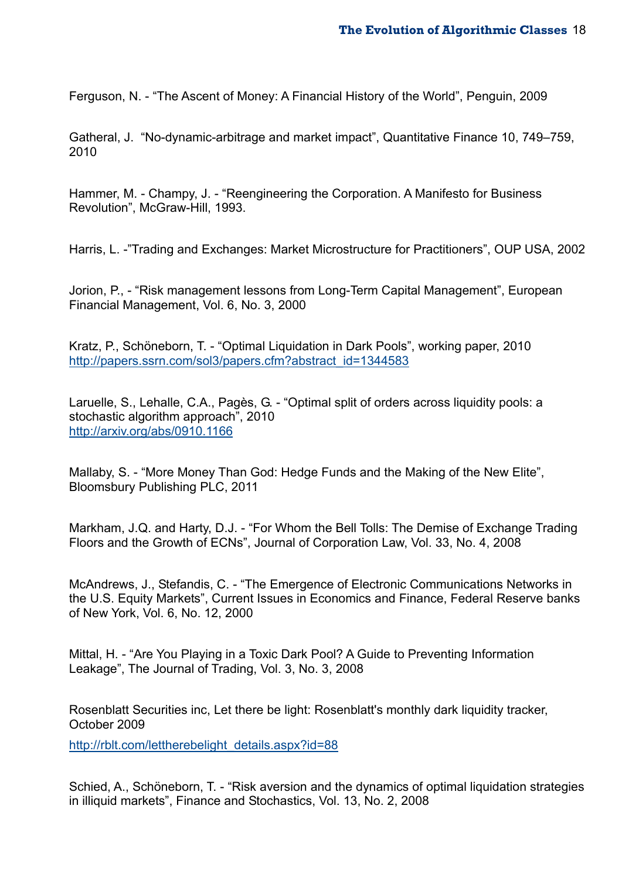Ferguson, N. - “The Ascent of Money: A Financial History of the World”, Penguin, 2009

Gatheral, J.  “No-dynamic-arbitrage and market impact”, Quantitative Finance 10, 749–759, 2010

Hammer, M. - Champy, J. - “Reengineering the Corporation. A Manifesto for Business Revolution”, McGraw-Hill, 1993.

Harris, L. -”Trading and Exchanges: Market Microstructure for Practitioners”, OUP USA, 2002

Jorion, P., - “Risk management lessons from Long-Term Capital Management”, European Financial Management, Vol. 6, No. 3, 2000

Kratz, P., Schöneborn, T. - “Optimal Liquidation in Dark Pools”, working paper, 2010
http://papers.ssrn.com/sol3/papers.cfm?abstract_id=1344583

Laruelle, S., Lehalle, C.A., Pagès, G. - “Optimal split of orders across liquidity pools: a stochastic algorithm approach”, 2010
http://arxiv.org/abs/0910.1166

Mallaby, S. - “More Money Than God: Hedge Funds and the Making of the New Elite”, Bloomsbury Publishing PLC, 2011

Markham, J.Q. and Harty, D.J. - “For Whom the Bell Tolls: The Demise of Exchange Trading Floors and the Growth of ECNs”, Journal of Corporation Law, Vol. 33, No. 4, 2008

McAndrews, J., Stefandis, C. - “The Emergence of Electronic Communications Networks in the U.S. Equity Markets”, Current Issues in Economics and Finance, Federal Reserve banks of New York, Vol. 6, No. 12, 2000

Mittal, H. - “Are You Playing in a Toxic Dark Pool? A Guide to Preventing Information Leakage”, The Journal of Trading, Vol. 3, No. 3, 2008

Rosenblatt Securities inc, Let there be light: Rosenblatt's monthly dark liquidity tracker, October 2009

http://rblt.com/lettherebelight_details.aspx?id=88

Schied, A., Schöneborn, T. - “Risk aversion and the dynamics of optimal liquidation strategies in illiquid markets”, Finance and Stochastics, Vol. 13, No. 2, 2008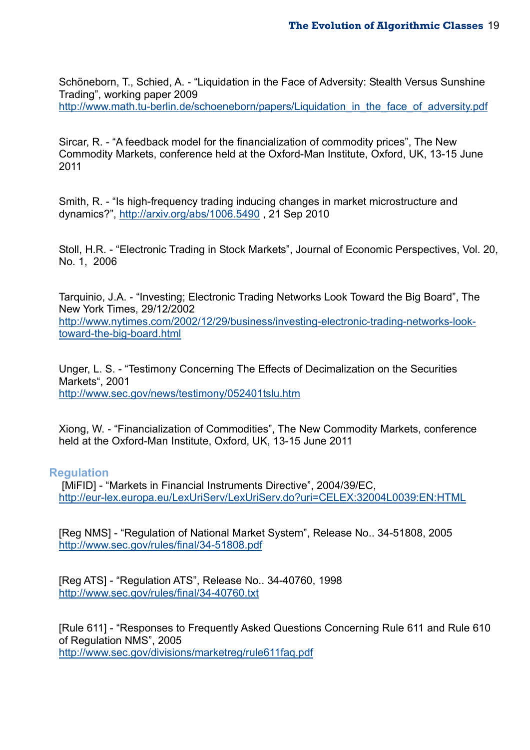Schöneborn, T., Schied, A. - “Liquidation in the Face of Adversity: Stealth Versus Sunshine Trading”, working paper 2009
http://www.math.tu-berlin.de/schoeneborn/papers/Liquidation_in_the_face_of_adversity.pdf

Sircar, R. - “A feedback model for the financialization of commodity prices”, The New Commodity Markets, conference held at the Oxford-Man Institute, Oxford, UK, 13-15 June 2011

Smith, R. - “Is high-frequency trading inducing changes in market microstructure and dynamics?”, http://arxiv.org/abs/1006.5490 , 21 Sep 2010

Stoll, H.R. - “Electronic Trading in Stock Markets”, Journal of Economic Perspectives, Vol. 20, No. 1, 2006

Tarquinio, J.A. - “Investing; Electronic Trading Networks Look Toward the Big Board”, The New York Times, 29/12/2002
http://www.nytimes.com/2002/12/29/business/investing-electronic-trading-networks-look-toward-the-big-board.html

Unger, L. S. - “Testimony Concerning The Effects of Decimalization on the Securities Markets“, 2001
http://www.sec.gov/news/testimony/052401tslu.htm

Xiong, W. - “Financialization of Commodities”, The New Commodity Markets, conference held at the Oxford-Man Institute, Oxford, UK, 13-15 June 2011

## Regulation

[MiFID] - “Markets in Financial Instruments Directive”, 2004/39/EC,
http://eur-lex.europa.eu/LexUriServ/LexUriServ.do?uri=CELEX:32004L0039:EN:HTML

[Reg NMS] - “Regulation of National Market System”, Release No.. 34-51808, 2005
http://www.sec.gov/rules/final/34-51808.pdf

[Reg ATS] - “Regulation ATS”, Release No.. 34-40760, 1998
http://www.sec.gov/rules/final/34-40760.txt

[Rule 611] - “Responses to Frequently Asked Questions Concerning Rule 611 and Rule 610 of Regulation NMS”, 2005
http://www.sec.gov/divisions/marketreg/rule611faq.pdf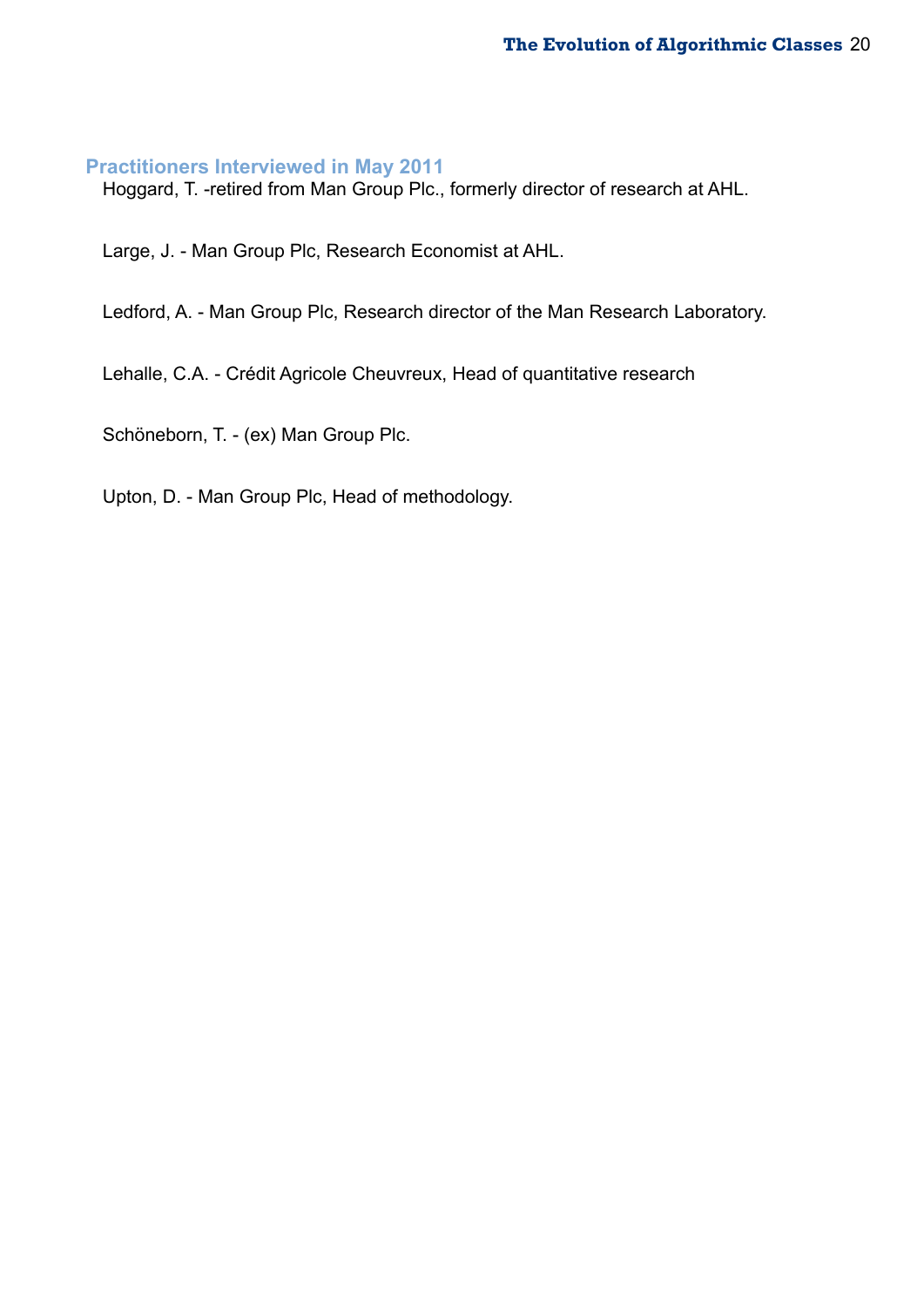## Practitioners Interviewed in May 2011

Hoggard, T. -retired from Man Group Plc., formerly director of research at AHL.

Large, J. - Man Group Plc, Research Economist at AHL.

Ledford, A. - Man Group Plc, Research director of the Man Research Laboratory.

Lehalle, C.A. - Crédit Agricole Cheuvreux, Head of quantitative research

Schöneborn, T. - (ex) Man Group Plc.

Upton, D. - Man Group Plc, Head of methodology.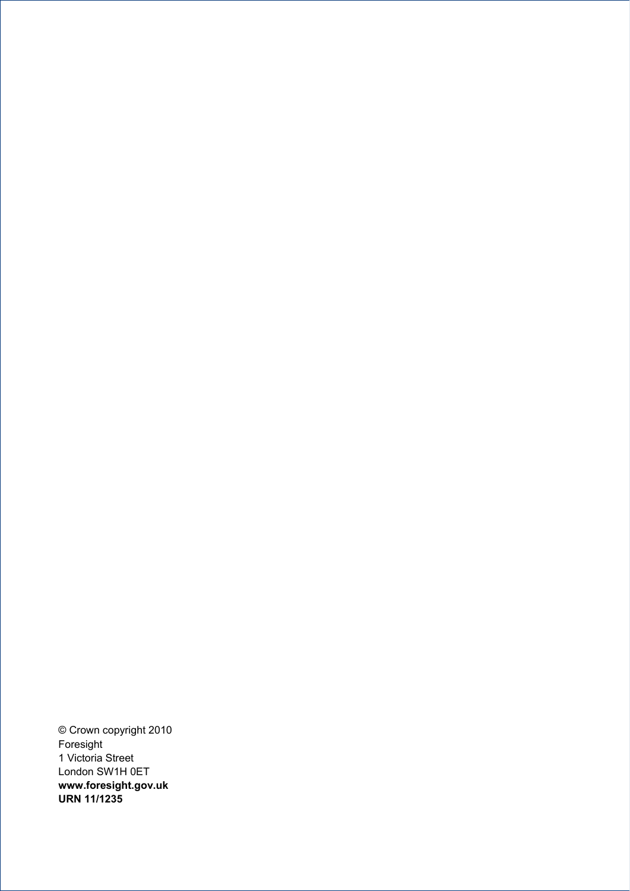© Crown copyright 2010  
Foresight  
1 Victoria Street  
London SW1H 0ET  
**www.foresight.gov.uk**  
**URN 11/1235**